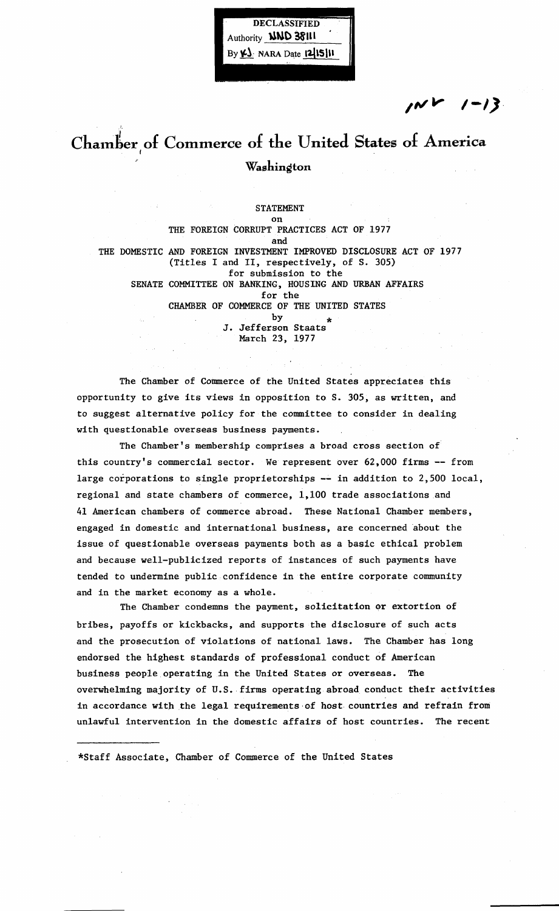DECLASSIFIED
Authority NND 38111
By KJ NARA Date 12/15/11

INR 1-13

# Chamber of Commerce of the United States of America

Washington

STATEMENT
on
THE FOREIGN CORRUPT PRACTICES ACT OF 1977
and
THE DOMESTIC AND FOREIGN INVESTMENT IMPROVED DISCLOSURE ACT OF 1977
(Titles I and II, respectively, of S. 305)
for submission to the
SENATE COMMITTEE ON BANKING, HOUSING AND URBAN AFFAIRS
for the
CHAMBER OF COMMERCE OF THE UNITED STATES
by
J. Jefferson Staats*
March 23, 1977

The Chamber of Commerce of the United States appreciates this opportunity to give its views in opposition to S. 305, as written, and to suggest alternative policy for the committee to consider in dealing with questionable overseas business payments.

The Chamber's membership comprises a broad cross section of this country's commercial sector. We represent over 62,000 firms -- from large corporations to single proprietorships -- in addition to 2,500 local, regional and state chambers of commerce, 1,100 trade associations and 41 American chambers of commerce abroad. These National Chamber members, engaged in domestic and international business, are concerned about the issue of questionable overseas payments both as a basic ethical problem and because well-publicized reports of instances of such payments have tended to undermine public confidence in the entire corporate community and in the market economy as a whole.

The Chamber condemns the payment, solicitation or extortion of bribes, payoffs or kickbacks, and supports the disclosure of such acts and the prosecution of violations of national laws. The Chamber has long endorsed the highest standards of professional conduct of American business people operating in the United States or overseas. The overwhelming majority of U.S. firms operating abroad conduct their activities in accordance with the legal requirements of host countries and refrain from unlawful intervention in the domestic affairs of host countries. The recent

*Staff Associate, Chamber of Commerce of the United States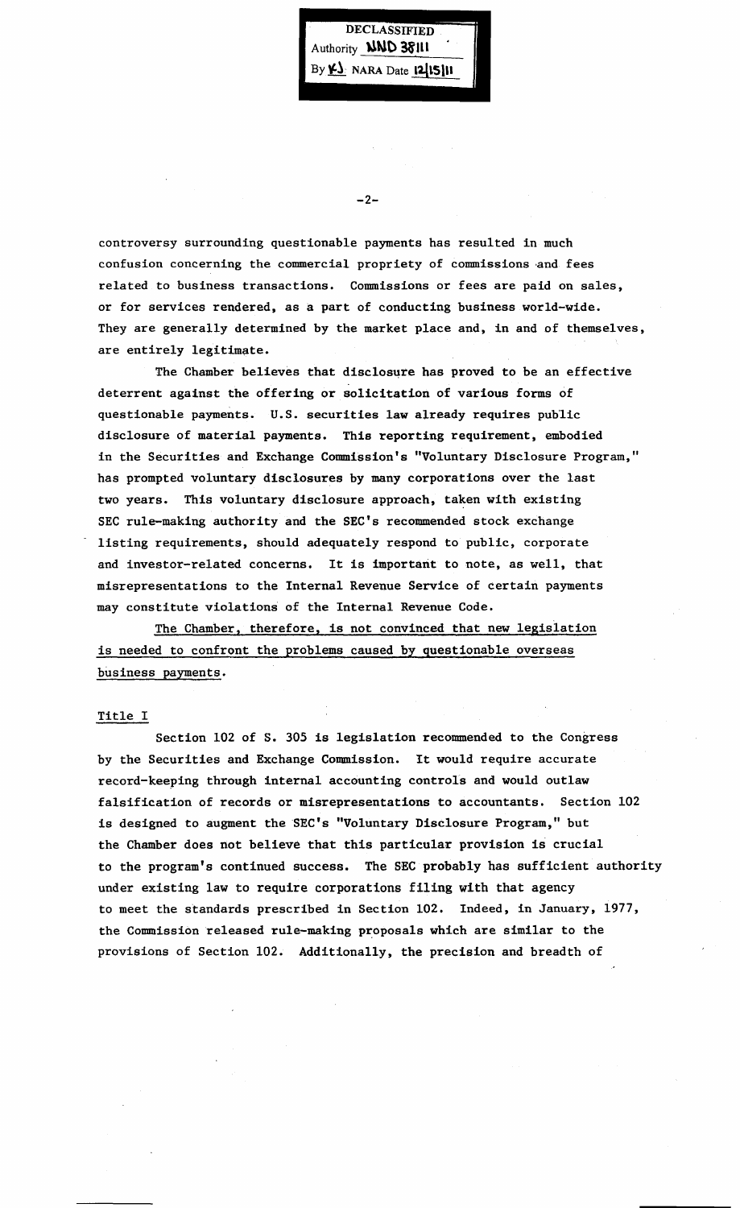controversy surrounding questionable payments has resulted in much confusion concerning the commercial propriety of commissions and fees related to business transactions. Commissions or fees are paid on sales, or for services rendered, as a part of conducting business world-wide. They are generally determined by the market place and, in and of themselves, are entirely legitimate.

The Chamber believes that disclosure has proved to be an effective deterrent against the offering or solicitation of various forms of questionable payments. U.S. securities law already requires public disclosure of material payments. This reporting requirement, embodied in the Securities and Exchange Commission's "Voluntary Disclosure Program," has prompted voluntary disclosures by many corporations over the last two years. This voluntary disclosure approach, taken with existing SEC rule-making authority and the SEC's recommended stock exchange listing requirements, should adequately respond to public, corporate and investor-related concerns. It is important to note, as well, that misrepresentations to the Internal Revenue Service of certain payments may constitute violations of the Internal Revenue Code.

<u>The Chamber, therefore, is not convinced that new legislation is needed to confront the problems caused by questionable overseas business payments.</u>

<u>Title I</u>

Section 102 of S. 305 is legislation recommended to the Congress by the Securities and Exchange Commission. It would require accurate record-keeping through internal accounting controls and would outlaw falsification of records or misrepresentations to accountants. Section 102 is designed to augment the SEC's "Voluntary Disclosure Program," but the Chamber does not believe that this particular provision is crucial to the program's continued success. The SEC probably has sufficient authority under existing law to require corporations filing with that agency to meet the standards prescribed in Section 102. Indeed, in January, 1977, the Commission released rule-making proposals which are similar to the provisions of Section 102. Additionally, the precision and breadth of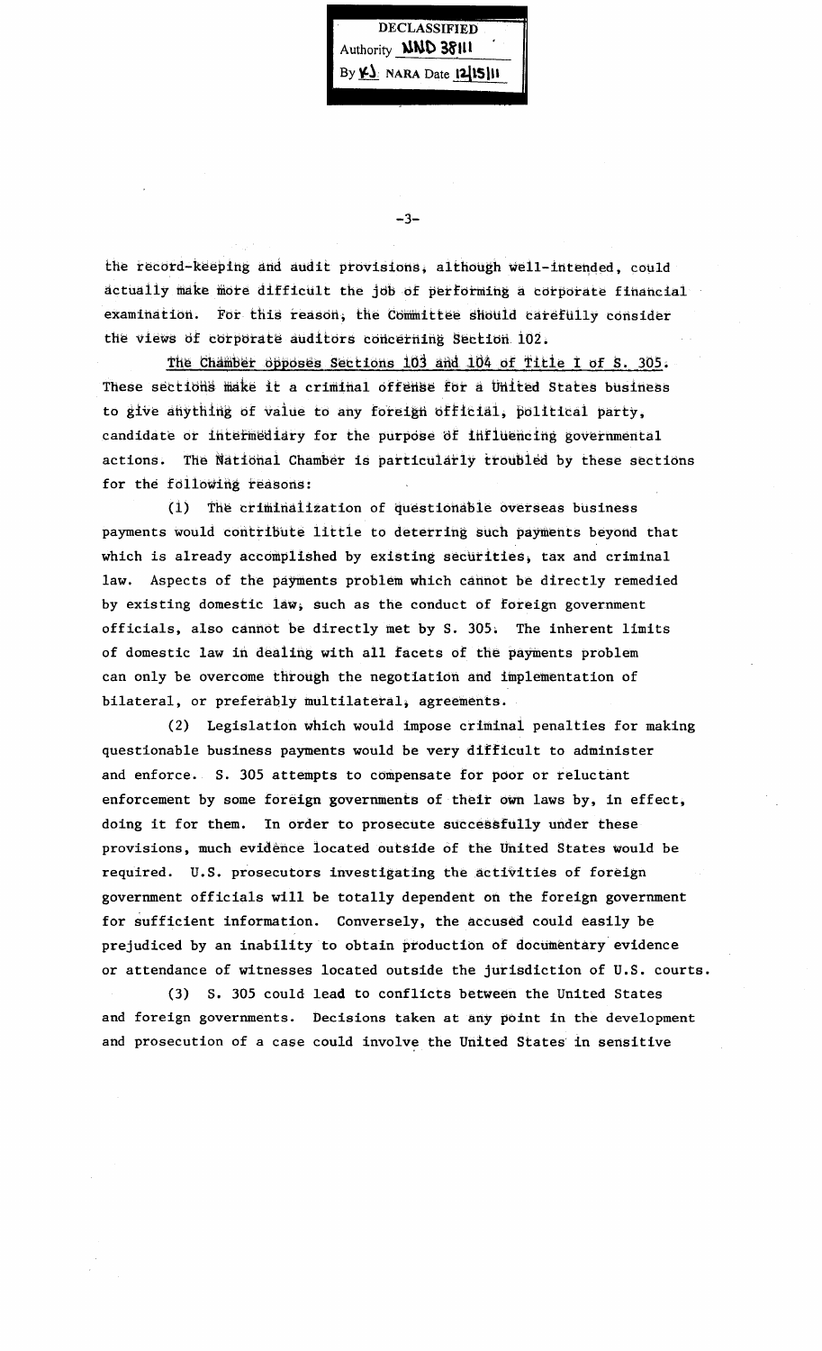DECLASSIFIED
Authority NND 38111
By KJ NARA Date 12/15/11

the record-keeping and audit provisions, although well-intended, could actually make more difficult the job of performing a corporate financial examination. For this reason, the Committee should carefully consider the views of corporate auditors concerning Section 102.

<u>The Chamber opposes Sections 103 and 104 of Title I of S. 305.</u> These sections make it a criminal offense for a United States business to give anything of value to any foreign official, political party, candidate or intermediary for the purpose of influencing governmental actions. The National Chamber is particularly troubled by these sections for the following reasons:

(1) The criminalization of questionable overseas business payments would contribute little to deterring such payments beyond that which is already accomplished by existing securities, tax and criminal law. Aspects of the payments problem which cannot be directly remedied by existing domestic law, such as the conduct of foreign government officials, also cannot be directly met by S. 305. The inherent limits of domestic law in dealing with all facets of the payments problem can only be overcome through the negotiation and implementation of bilateral, or preferably multilateral, agreements.

(2) Legislation which would impose criminal penalties for making questionable business payments would be very difficult to administer and enforce. S. 305 attempts to compensate for poor or reluctant enforcement by some foreign governments of their own laws by, in effect, doing it for them. In order to prosecute successfully under these provisions, much evidence located outside of the United States would be required. U.S. prosecutors investigating the activities of foreign government officials will be totally dependent on the foreign government for sufficient information. Conversely, the accused could easily be prejudiced by an inability to obtain production of documentary evidence or attendance of witnesses located outside the jurisdiction of U.S. courts.

(3) S. 305 could lead to conflicts between the United States and foreign governments. Decisions taken at any point in the development and prosecution of a case could involve the United States in sensitive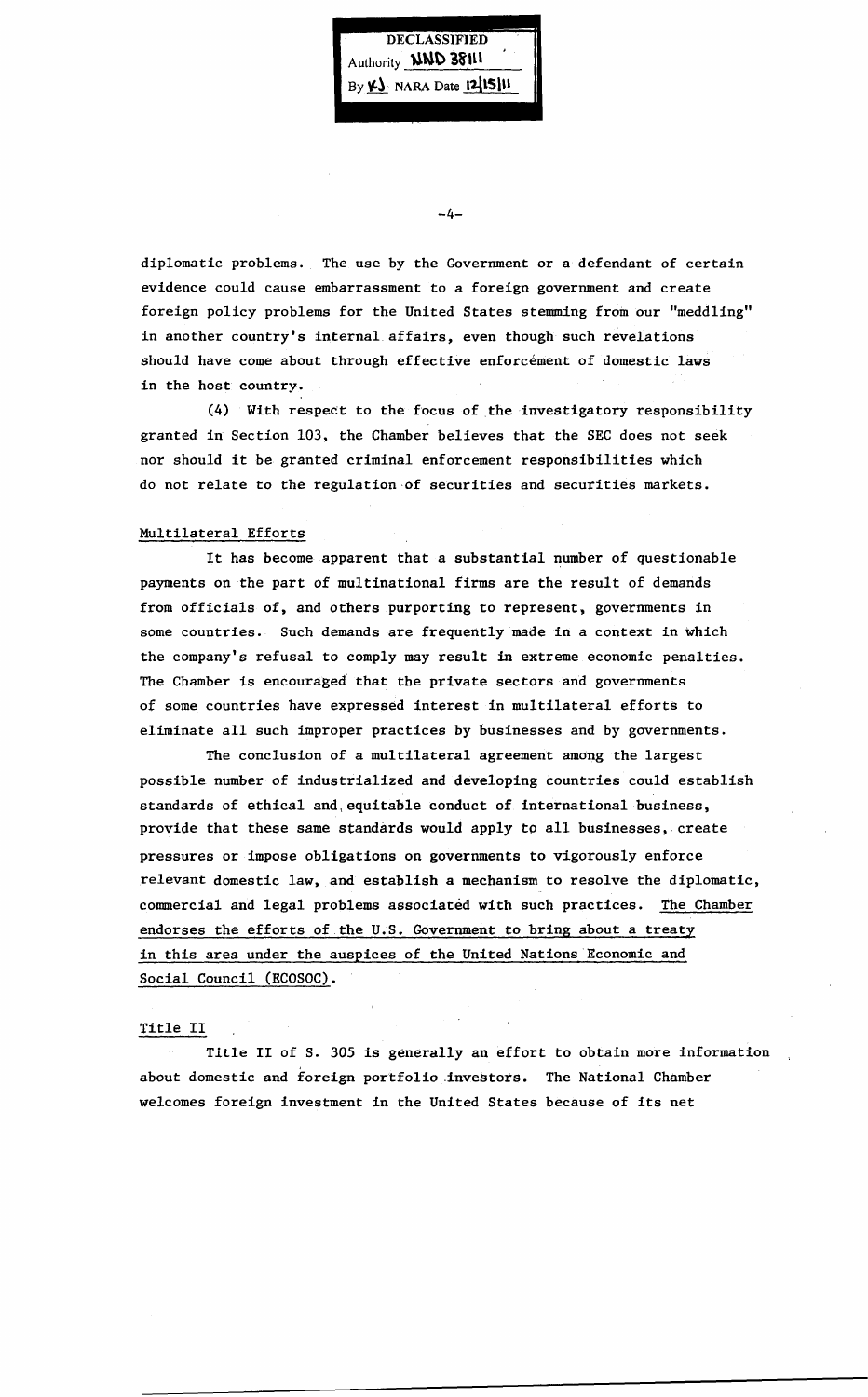DECLASSIFIED
Authority NND 38111
By KJ NARA Date 12/15/11

diplomatic problems. The use by the Government or a defendant of certain evidence could cause embarrassment to a foreign government and create foreign policy problems for the United States stemming from our "meddling" in another country's internal affairs, even though such revelations should have come about through effective enforcement of domestic laws in the host country.

(4) With respect to the focus of the investigatory responsibility granted in Section 103, the Chamber believes that the SEC does not seek nor should it be granted criminal enforcement responsibilities which do not relate to the regulation of securities and securities markets.

Multilateral Efforts

It has become apparent that a substantial number of questionable payments on the part of multinational firms are the result of demands from officials of, and others purporting to represent, governments in some countries. Such demands are frequently made in a context in which the company's refusal to comply may result in extreme economic penalties. The Chamber is encouraged that the private sectors and governments of some countries have expressed interest in multilateral efforts to eliminate all such improper practices by businesses and by governments.

The conclusion of a multilateral agreement among the largest possible number of industrialized and developing countries could establish standards of ethical and equitable conduct of international business, provide that these same standards would apply to all businesses, create pressures or impose obligations on governments to vigorously enforce relevant domestic law, and establish a mechanism to resolve the diplomatic, commercial and legal problems associated with such practices. The Chamber endorses the efforts of the U.S. Government to bring about a treaty in this area under the auspices of the United Nations Economic and Social Council (ECOSOC).

Title II

Title II of S. 305 is generally an effort to obtain more information about domestic and foreign portfolio investors. The National Chamber welcomes foreign investment in the United States because of its net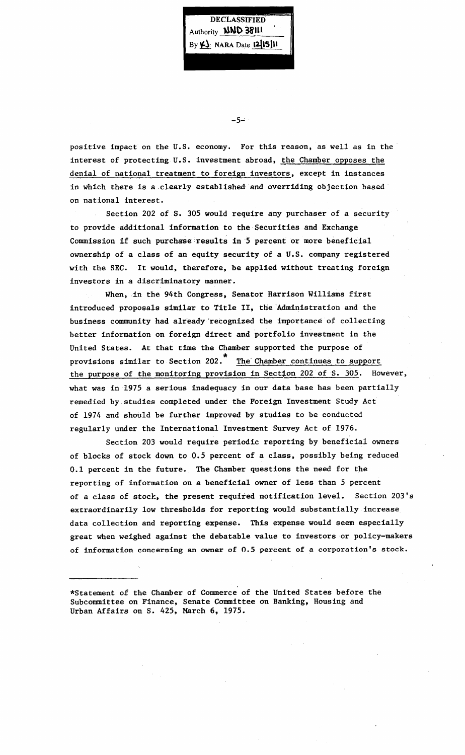DECLASSIFIED
Authority NND 38111
By KJ NARA Date 12/15/11

positive impact on the U.S. economy. For this reason, as well as in the interest of protecting U.S. investment abroad, <u>the Chamber opposes the denial of national treatment to foreign investors</u>, except in instances in which there is a clearly established and overriding objection based on national interest.

Section 202 of S. 305 would require any purchaser of a security to provide additional information to the Securities and Exchange Commission if such purchase results in 5 percent or more beneficial ownership of a class of an equity security of a U.S. company registered with the SEC. It would, therefore, be applied without treating foreign investors in a discriminatory manner.

When, in the 94th Congress, Senator Harrison Williams first introduced proposals similar to Title II, the Administration and the business community had already recognized the importance of collecting better information on foreign direct and portfolio investment in the United States. At that time the Chamber supported the purpose of provisions similar to Section 202.* <u>The Chamber continues to support the purpose of the monitoring provision in Section 202 of S. 305</u>. However, what was in 1975 a serious inadequacy in our data base has been partially remedied by studies completed under the Foreign Investment Study Act of 1974 and should be further improved by studies to be conducted regularly under the International Investment Survey Act of 1976.

Section 203 would require periodic reporting by beneficial owners of blocks of stock down to 0.5 percent of a class, possibly being reduced 0.1 percent in the future. The Chamber questions the need for the reporting of information on a beneficial owner of less than 5 percent of a class of stock, the present required notification level. Section 203's extraordinarily low thresholds for reporting would substantially increase data collection and reporting expense. This expense would seem especially great when weighed against the debatable value to investors or policy-makers of information concerning an owner of 0.5 percent of a corporation's stock.

---

*Statement of the Chamber of Commerce of the United States before the Subcommittee on Finance, Senate Committee on Banking, Housing and Urban Affairs on S. 425, March 6, 1975.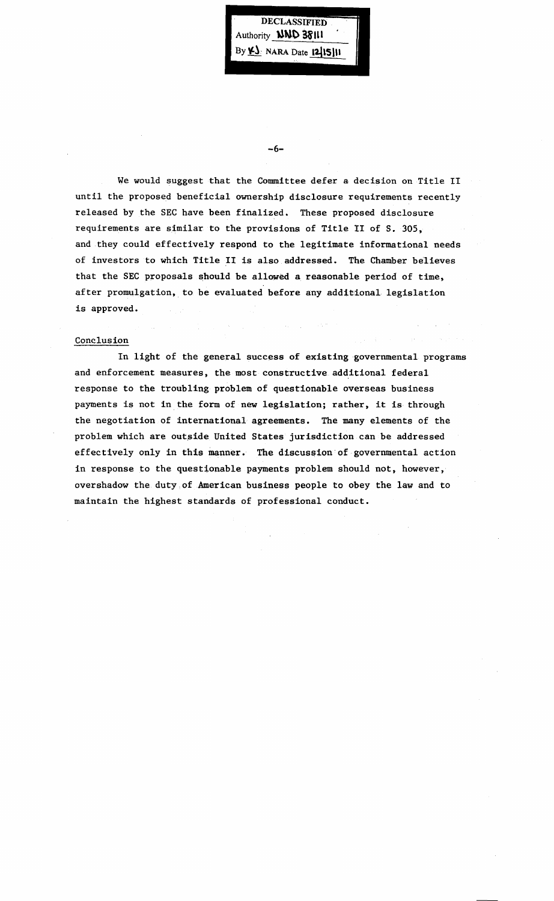DECLASSIFIED
Authority NND 38111
By KJ NARA Date 12/15/11

We would suggest that the Committee defer a decision on Title II until the proposed beneficial ownership disclosure requirements recently released by the SEC have been finalized. These proposed disclosure requirements are similar to the provisions of Title II of S. 305, and they could effectively respond to the legitimate informational needs of investors to which Title II is also addressed. The Chamber believes that the SEC proposals should be allowed a reasonable period of time, after promulgation, to be evaluated before any additional legislation is approved.

## Conclusion

In light of the general success of existing governmental programs and enforcement measures, the most constructive additional federal response to the troubling problem of questionable overseas business payments is not in the form of new legislation; rather, it is through the negotiation of international agreements. The many elements of the problem which are outside United States jurisdiction can be addressed effectively only in this manner. The discussion of governmental action in response to the questionable payments problem should not, however, overshadow the duty of American business people to obey the law and to maintain the highest standards of professional conduct.